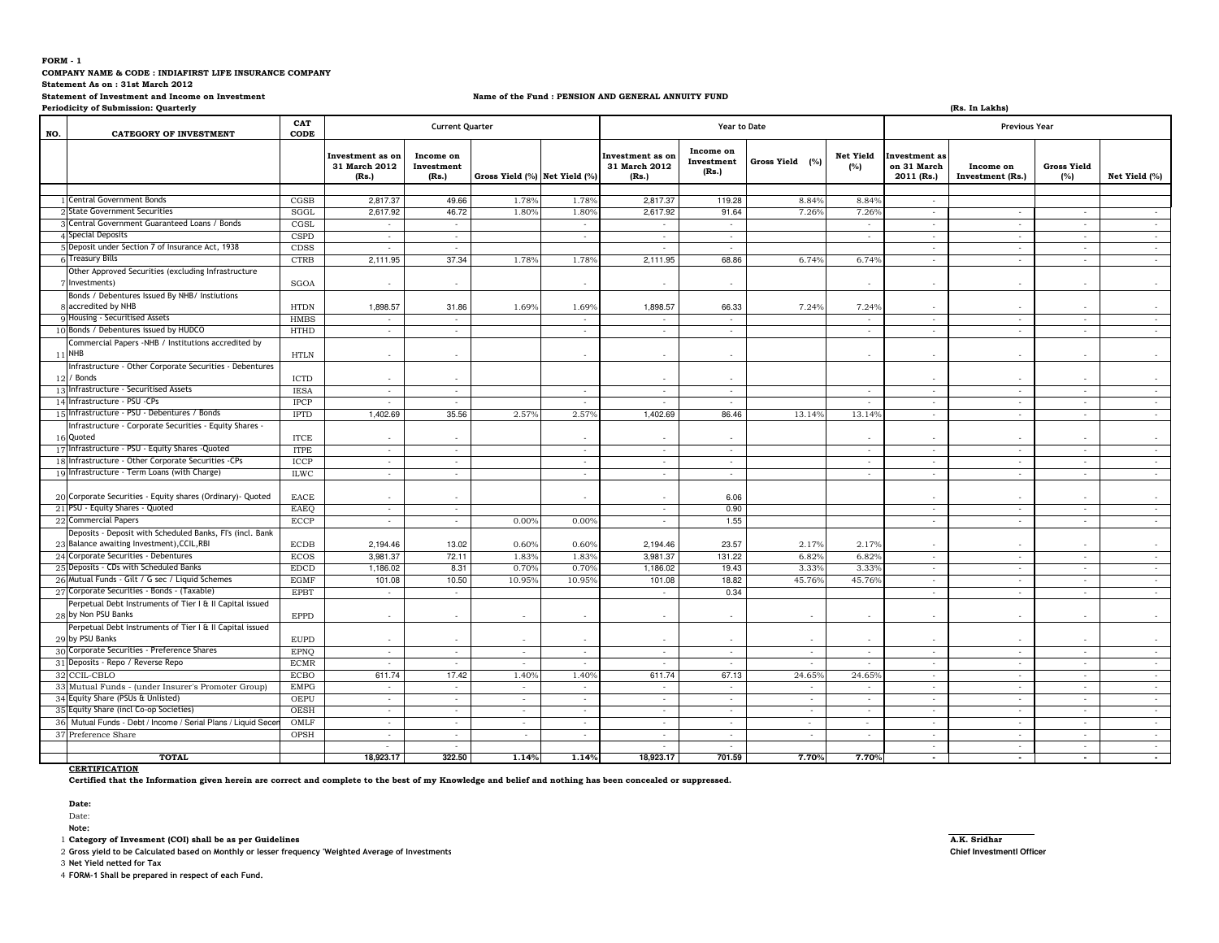**FORM - 1**

**COMPANY NAME & CODE : INDIAFIRST LIFE INSURANCE COMPANY**

**Statement As on : 31st March 2012**

**Statement of Investment and Income on Investment**

**Name of the Fund : PENSION AND GENERAL ANNUITY FUND**

**Periodicity of Submission: Quarterly**

**(Rs. In Lakhs)**

| NO. | CATEGORY OF INVESTMENT | CAT CODE | Current Quarter | | | | Year to Date | | | | Previous Year | | | |
|---|---|---|---|---|---|---|---|---|---|---|---|---|---|---|
| | | | Investment as on 31 March 2012 (Rs.) | Income on Investment (Rs.) | Gross Yield (%) | Net Yield (%) | Investment as on 31 March 2012 (Rs.) | Income on Investment (Rs.) | Gross Yield (%) | Net Yield (%) | Investment as on 31 March 2011 (Rs.) | Income on Investment (Rs.) | Gross Yield (%) | Net Yield (%) |
| 1 | Central Government Bonds | CGSB | 2,817.37 | 49.66 | 1.78% | 1.78% | 2,817.37 | 119.28 | 8.84% | 8.84% | - | | | |
| 2 | State Government Securities | SGGL | 2,617.92 | 46.72 | 1.80% | 1.80% | 2,617.92 | 91.64 | 7.26% | 7.26% | - | - | - | - |
| 3 | Central Government Guaranteed Loans / Bonds | CGSL | - | - | | - | - | - | | - | - | - | - | - |
| 4 | Special Deposits | CSPD | - | - | | - | - | - | | - | - | - | - | - |
| 5 | Deposit under Section 7 of Insurance Act, 1938 | CDSS | - | - | | | - | - | | | - | - | - | - |
| 6 | Treasury Bills | CTRB | 2,111.95 | 37.34 | 1.78% | 1.78% | 2,111.95 | 68.86 | 6.74% | 6.74% | - | - | - | - |
| 7 | Other Approved Securities (excluding Infrastructure Investments) | SGOA | - | - | | - | - | - | | - | - | - | - | - |
| 8 | Bonds / Debentures Issued By NHB/ Instiutions accredited by NHB | HTDN | 1,898.57 | 31.86 | 1.69% | 1.69% | 1,898.57 | 66.33 | 7.24% | 7.24% | - | - | - | - |
| 9 | Housing - Securitised Assets | HMBS | - | - | | - | - | - | | - | - | - | - | - |
| 10 | Bonds / Debentures issued by HUDCO | HTHD | - | - | | - | - | - | | - | - | - | - | - |
| 11 | Commercial Papers -NHB / Institutions accredited by NHB | HTLN | - | - | | - | - | - | | - | - | - | - | - |
| 12 | Infrastructure - Other Corporate Securities - Debentures / Bonds | ICTD | - | - | | | - | - | | | - | - | - | - |
| 13 | Infrastructure - Securitised Assets | IESA | - | - | | - | - | - | | - | - | - | - | - |
| 14 | Infrastructure - PSU -CPs | IPCP | - | - | | - | - | - | | - | - | - | - | - |
| 15 | Infrastructure - PSU - Debentures / Bonds | IPTD | 1,402.69 | 35.56 | 2.57% | 2.57% | 1,402.69 | 86.46 | 13.14% | 13.14% | - | - | - | - |
| 16 | Infrastructure - Corporate Securities - Equity Shares - Quoted | ITCE | - | - | | - | - | - | | - | - | - | - | - |
| 17 | Infrastructure - PSU - Equity Shares -Quoted | ITPE | - | - | | - | - | - | | - | - | - | - | - |
| 18 | Infrastructure - Other Corporate Securities -CPs | ICCP | - | - | | - | - | - | | - | - | - | - | - |
| 19 | Infrastructure - Term Loans (with Charge) | ILWC | - | - | | - | - | - | | - | - | - | - | - |
| 20 | Corporate Securities - Equity shares (Ordinary)- Quoted | EACE | - | - | | - | - | 6.06 | | | - | - | - | - |
| 21 | PSU - Equity Shares - Quoted | EAEQ | - | - | | | - | 0.90 | | | - | - | - | - |
| 22 | Commercial Papers | ECCP | - | - | 0.00% | 0.00% | - | 1.55 | | | - | - | - | - |
| 23 | Deposits - Deposit with Scheduled Banks, FI's (incl. Bank Balance awaiting Investment),CCIL,RBI | ECDB | 2,194.46 | 13.02 | 0.60% | 0.60% | 2,194.46 | 23.57 | 2.17% | 2.17% | - | - | - | - |
| 24 | Corporate Securities - Debentures | ECOS | 3,981.37 | 72.11 | 1.83% | 1.83% | 3,981.37 | 131.22 | 6.82% | 6.82% | - | - | - | - |
| 25 | Deposits - CDs with Scheduled Banks | EDCD | 1,186.02 | 8.31 | 0.70% | 0.70% | 1,186.02 | 19.43 | 3.33% | 3.33% | - | - | - | - |
| 26 | Mutual Funds - Gilt / G sec / Liquid Schemes | EGMF | 101.08 | 10.50 | 10.95% | 10.95% | 101.08 | 18.82 | 45.76% | 45.76% | - | - | - | - |
| 27 | Corporate Securities - Bonds - (Taxable) | EPBT | - | - | | | - | 0.34 | | | - | - | - | - |
| 28 | Perpetual Debt Instruments of Tier I & II Capital issued by Non PSU Banks | EPPD | - | - | - | - | - | - | - | - | - | - | - | - |
| 29 | Perpetual Debt Instruments of Tier I & II Capital issued by PSU Banks | EUPD | - | - | - | - | - | - | - | - | - | - | - | - |
| 30 | Corporate Securities - Preference Shares | EPNQ | - | - | - | - | - | - | - | - | - | - | - | - |
| 31 | Deposits - Repo / Reverse Repo | ECMR | - | - | - | - | - | - | - | - | - | - | - | - |
| 32 | CCIL-CBLO | ECBO | 611.74 | 17.42 | 1.40% | 1.40% | 611.74 | 67.13 | 24.65% | 24.65% | - | - | - | - |
| 33 | Mutual Funds - (under Insurer's Promoter Group) | EMPG | - | - | - | - | - | - | - | - | - | - | - | - |
| 34 | Equity Share (PSUs & Unlisted) | OEPU | - | - | - | - | - | - | - | - | - | - | - | - |
| 35 | Equity Share (incl Co-op Societies) | OESH | - | - | - | - | - | - | - | - | - | - | - | - |
| 36 | Mutual Funds - Debt / Income / Serial Plans / Liquid Secem | OMLF | - | - | - | - | - | - | - | - | - | - | - | - |
| 37 | Preference Share | OPSH | - | - | - | - | - | - | - | - | - | - | - | - |
| | | | - | - | | | - | - | | | - | - | - | - |
| | **TOTAL** | | **18,923.17** | **322.50** | **1.14%** | **1.14%** | **18,923.17** | **701.59** | **7.70%** | **7.70%** | **-** | **-** | **-** | **-** |

**CERTIFICATION**

**Certified that the Information given herein are correct and complete to the best of my Knowledge and belief and nothing has been concealed or suppressed.**

**Date:**

Date:

**Note:**

1. **Category of Invesment (COI) shall be as per Guidelines**
2. **Gross yield to be Calculated based on Monthly or lesser frequency 'Weighted Average of Investments**
3. **Net Yield netted for Tax**
4. **FORM-1 Shall be prepared in respect of each Fund.**

**A.K. Sridhar**

**Chief Investmentl Officer**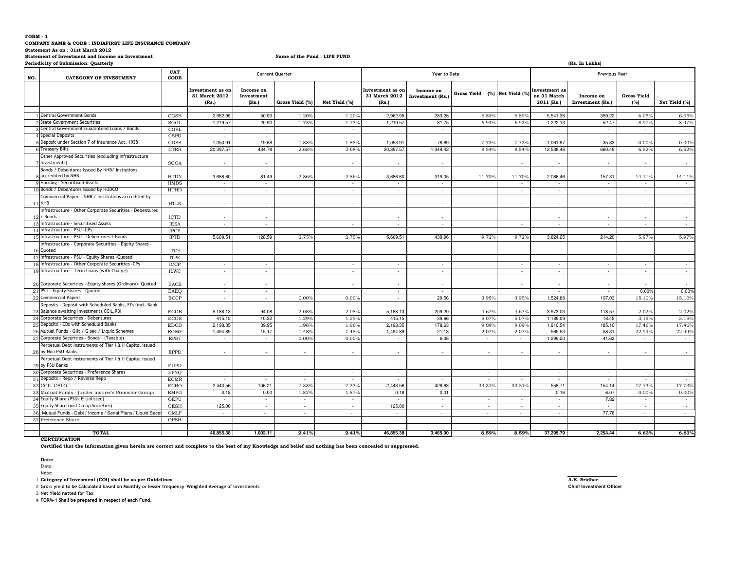**FORM - 1**

**COMPANY NAME & CODE : INDIAFIRST LIFE INSURANCE COMPANY**

**Statement As on : 31st March 2012**

**Statement of Investment and Income on Investment** **Name of the Fund : LIFE FUND**

**Periodicity of Submission: Quarterly** **(Rs. In Lakhs)**

| NO. | CATEGORY OF INVESTMENT | CAT CODE | Current Quarter | | | | Year to Date | | | | Previous Year | | | |
|---|---|---|---|---|---|---|---|---|---|---|---|---|---|---|
| | | | Investment as on 31 March 2012 (Rs.) | Income on Investment (Rs.) | Gross Yield (%) | Net Yield (%) | Investment as on 31 March 2012 (Rs.) | Income on Investment (Rs.) | Gross Yield (%) | Net Yield (%) | Investment as on 31 March 2011 (Rs.) | Income on Investment (Rs.) | Gross Yield (%) | Net Yield (%) |
| 1 | Central Government Bonds | CGSB | 2,962.95 | 50.93 | 1.20% | 1.20% | 2,962.95 | 283.26 | 6.89% | 6.89% | 5,541.36 | 359.22 | 6.05% | 6.05% |
| 2 | State Government Securities | SGGL | 1,219.57 | 20.90 | 1.73% | 1.73% | 1,219.57 | 81.75 | 6.93% | 6.93% | 1,222.13 | 52.47 | 8.97% | 8.97% |
| 3 | Central Government Guaranteed Loans / Bonds | CGSL | - | - | | - | - | - | | - | - | - | - | - |
| 4 | Special Deposits | CSPD | - | - | | - | - | - | | - | - | - | - | - |
| 5 | Deposit under Section 7 of Insurance Act, 1938 | CDSS | 1,053.91 | 19.68 | 1.88% | 1.88% | 1,053.91 | 78.69 | 7.73% | 7.73% | 1,061.97 | 35.83 | 0.00% | 0.00% |
| 6 | Treasury Bills | CTRB | 20,397.57 | 434.78 | 2.68% | 2.68% | 20,397.57 | 1,349.42 | 8.54% | 8.54% | 12,538.46 | 660.49 | 6.52% | 6.52% |
| 7 | Other Approved Securities (excluding Infrastructure Investments) | SGOA | - | - | | - | - | - | | - | - | - | - | - |
| 8 | Bonds / Debentures Issued By NHB/ Instiutions accredited by NHB | HTDN | 3,686.60 | 81.49 | 2.86% | 2.86% | 3,686.60 | 319.05 | 11.70% | 11.70% | 2,086.46 | 157.31 | 14.11% | 14.11% |
| 9 | Housing - Securitised Assets | HMBS | - | - | | - | - | - | | - | - | - | - | - |
| 10 | Bonds / Debentures issued by HUDCO | HTHD | - | - | | - | - | - | | - | - | - | - | - |
| 11 | Commercial Papers -NHB / Institutions accredited by NHB | HTLN | - | - | | - | - | - | | - | - | - | - | - |
| 12 | Infrastructure - Other Corporate Securities - Debentures / Bonds | ICTD | - | - | | | - | - | | | - | - | - | - |
| 13 | Infrastructure - Securitised Assets | IESA | - | - | | - | - | - | | - | - | - | - | - |
| 14 | Infrastructure - PSU -CPs | IPCP | - | - | | - | - | - | | - | - | - | - | - |
| 15 | Infrastructure - PSU - Debentures / Bonds | IPTD | 5,669.51 | 128.59 | 2.75% | 2.75% | 5,669.51 | 439.96 | 9.72% | 9.72% | 3,824.25 | 214.20 | 5.97% | 5.97% |
| 16 | Infrastructure - Corporate Securities - Equity Shares - Quoted | ITCE | - | - | | - | - | - | | - | - | - | - | - |
| 17 | Infrastructure - PSU - Equity Shares -Quoted | ITPE | - | - | | - | - | - | | - | - | - | - | - |
| 18 | Infrastructure - Other Corporate Securities -CPs | ICCP | - | - | | - | - | - | | - | - | - | - | - |
| 19 | Infrastructure - Term Loans (with Charge) | ILWC | - | - | | - | - | - | | - | - | - | - | - |
| 20 | Corporate Securities - Equity shares (Ordinary)- Quoted | EACE | - | - | | - | - | - | | - | - | - | - | - |
| 21 | PSU - Equity Shares - Quoted | EAEQ | - | - | | | - | - | | | - | - | 0.00% | 0.00% |
| 22 | Commercial Papers | ECCP | - | - | 0.00% | 0.00% | - | 29.56 | 3.95% | 3.95% | 1,524.88 | 107.03 | 15.10% | 15.10% |
| 23 | Deposits - Deposit with Scheduled Banks, FI's (incl. Bank Balance awaiting Investment),CCIL,RBI | ECDB | 5,188.13 | 94.08 | 2.08% | 2.08% | 5,188.13 | 209.20 | 4.67% | 4.67% | 3,973.03 | 118.57 | 2.02% | 2.02% |
| 24 | Corporate Securities - Debentures | ECOS | 415.15 | 10.32 | 1.29% | 1.29% | 415.15 | 39.66 | 5.07% | 5.07% | 1,189.09 | 18.45 | 3.15% | 3.15% |
| 25 | Deposits - CDs with Scheduled Banks | EDCD | 2,198.35 | 39.95 | 1.96% | 1.96% | 2,198.35 | 178.63 | 9.09% | 9.09% | 1,910.54 | 185.10 | 17.46% | 17.46% |
| 26 | Mutual Funds - Gilt / G sec / Liquid Schemes | EGMF | 1,494.89 | 15.17 | 1.48% | 1.48% | 1,494.89 | 21.13 | 2.07% | 2.07% | 565.53 | 58.31 | 22.99% | 22.99% |
| 27 | Corporate Securities - Bonds - (Taxable) | EPBT | - | - | 0.00% | 0.00% | - | 6.06 | - | - | 1,299.20 | 41.63 | - | - |
| 28 | Perpetual Debt Instruments of Tier I & II Capital issued by Non PSU Banks | EPPD | - | - | - | - | - | - | - | - | - | - | - | - |
| 29 | Perpetual Debt Instruments of Tier I & II Capital issued by PSU Banks | EUPD | - | - | - | - | - | - | - | - | - | - | - | - |
| 30 | Corporate Securities - Preference Shares | EPNQ | - | - | - | - | - | - | - | - | - | - | - | - |
| 31 | Deposits - Repo / Reverse Repo | ECMR | - | - | - | - | - | - | - | - | - | - | - | - |
| 32 | CCIL-CBLO | ECBO | 2,443.56 | 106.21 | 7.33% | 7.33% | 2,443.56 | 428.63 | 33.31% | 33.31% | 558.71 | 154.14 | 17.73% | 17.73% |
| 33 | Mutual Funds - (under Insurer's Promoter Group) | EMPG | 0.18 | 0.00 | 1.87% | 1.87% | 0.18 | 0.01 | | | 0.16 | 6.07 | 0.00% | 0.00% |
| 34 | Equity Share (PSUs & Unlisted) | OEPU | - | - | - | - | - | - | - | - | - | 7.82 | - | - |
| 35 | Equity Share (incl Co-op Societies) | OESH | 125.00 | - | - | - | 125.00 | - | - | - | - | - | - | - |
| 36 | Mutual Funds - Debt / Income / Serial Plans / Liquid Secer | OMLF | - | - | - | - | - | - | - | - | - | 77.78 | - | - |
| 37 | Preference Share | OPSH | - | - | - | - | - | - | - | - | - | - | - | - |
| | | | - | - | | | - | - | | | | | | |
| | **TOTAL** | | **46,855.38** | **1,002.11** | **2.41%** | **2.41%** | **46,855.38** | **3,465.00** | **8.59%** | **8.59%** | **37,295.79** | **2,254.44** | **6.63%** | **6.63%** |

**CERTIFICATION**

**Certified that the Information given herein are correct and complete to the best of my Knowledge and belief and nothing has been concealed or suppressed.**

**Date:**

Date:

**Note:**

1. **Category of Invesment (COI) shall be as per Guidelines**
2. **Gross yield to be Calculated based on Monthly or lesser frequency 'Weighted Average of Investments**
3. **Net Yield netted for Tax**
4. **FORM-1 Shall be prepared in respect of each Fund.**

**A.K. Sridhar**
**Chief Investment Officer**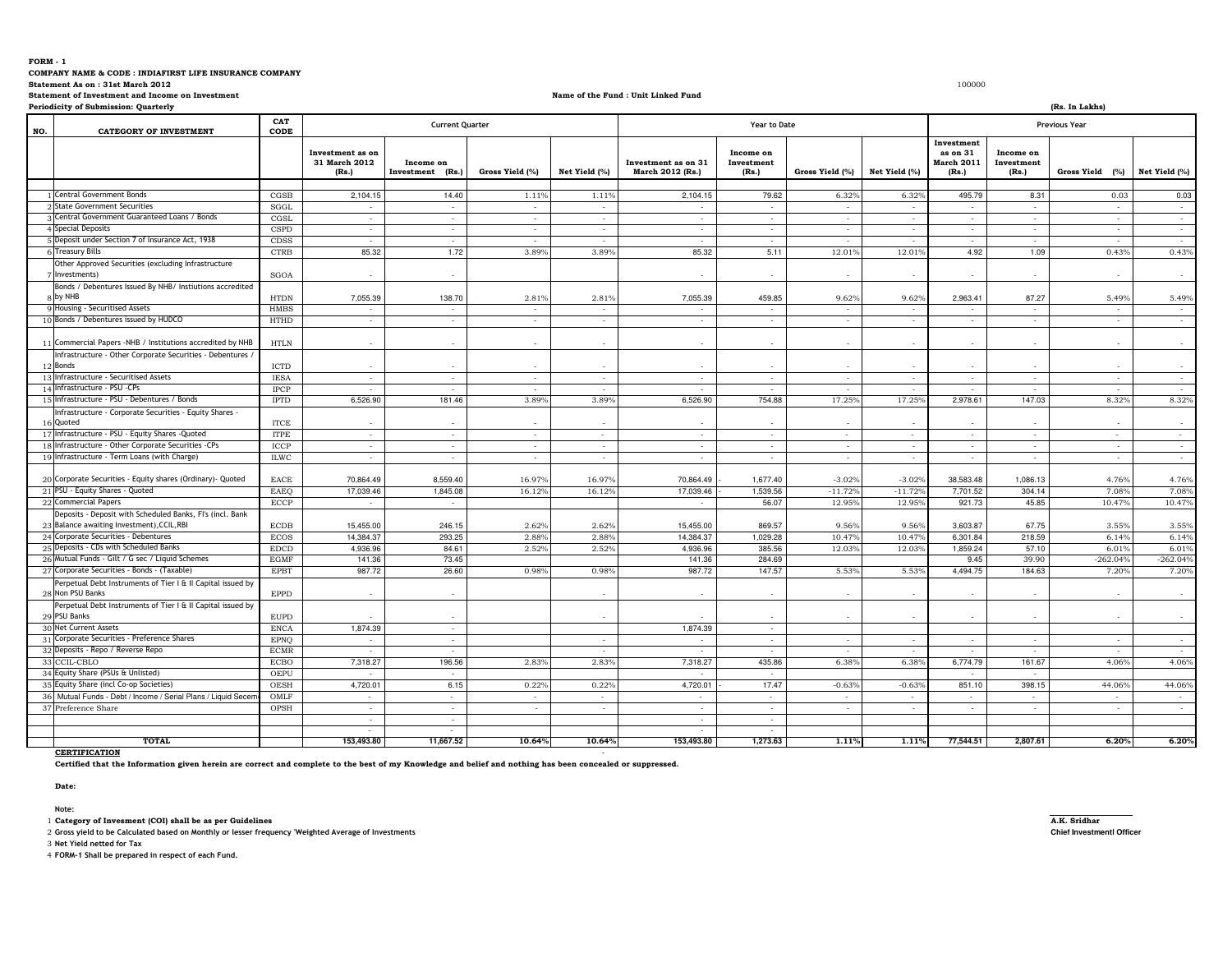**FORM - 1**

**COMPANY NAME & CODE : INDIAFIRST LIFE INSURANCE COMPANY**

**Statement As on : 31st March 2012**

**Statement of Investment and Income on Investment**

**Name of the Fund : Unit Linked Fund**

**Periodicity of Submission: Quarterly**

100000

**(Rs. In Lakhs)**

| NO. | CATEGORY OF INVESTMENT | CAT CODE | Current Quarter | | | | Year to Date | | | | Previous Year | | | |
|---|---|---|---|---|---|---|---|---|---|---|---|---|---|---|
| | | | Investment as on 31 March 2012 (Rs.) | Income on Investment (Rs.) | Gross Yield (%) | Net Yield (%) | Investment as on 31 March 2012 (Rs.) | Income on Investment (Rs.) | Gross Yield (%) | Net Yield (%) | Investment as on 31 March 2011 (Rs.) | Income on Investment (Rs.) | Gross Yield (%) | Net Yield (%) |
| 1 | Central Government Bonds | CGSB | 2,104.15 | 14.40 | 1.11% | 1.11% | 2,104.15 | 79.62 | 6.32% | 6.32% | 495.79 | 8.31 | 0.03 | 0.03 |
| 2 | State Government Securities | SGGL | - | - | - | - | - | - | - | - | - | - | - | - |
| 3 | Central Government Guaranteed Loans / Bonds | CGSL | - | - | - | - | - | - | - | - | - | - | - | - |
| 4 | Special Deposits | CSPD | - | - | - | - | - | - | - | - | - | - | - | - |
| 5 | Deposit under Section 7 of Insurance Act, 1938 | CDSS | - | - | - | - | - | - | - | - | - | - | - | - |
| 6 | Treasury Bills | CTRB | 85.32 | 1.72 | 3.89% | 3.89% | 85.32 | 5.11 | 12.01% | 12.01% | 4.92 | 1.09 | 0.43% | 0.43% |
| 7 | Other Approved Securities (excluding Infrastructure Investments) | SGOA | - | - | | | - | - | - | - | - | - | - | - |
| 8 | Bonds / Debentures Issued By NHB/ Instiutions accredited by NHB | HTDN | 7,055.39 | 138.70 | 2.81% | 2.81% | 7,055.39 | 459.85 | 9.62% | 9.62% | 2,963.41 | 87.27 | 5.49% | 5.49% |
| 9 | Housing - Securitised Assets | HMBS | - | - | - | - | - | - | - | - | - | - | - | - |
| 10 | Bonds / Debentures issued by HUDCO | HTHD | - | - | - | - | - | - | - | - | - | - | - | - |
| 11 | Commercial Papers -NHB / Institutions accredited by NHB | HTLN | - | - | - | - | - | - | - | - | - | - | - | - |
| 12 | Infrastructure - Other Corporate Securities - Debentures / Bonds | ICTD | - | - | - | - | - | - | - | - | - | - | - | - |
| 13 | Infrastructure - Securitised Assets | IESA | - | - | - | - | - | - | - | - | - | - | - | - |
| 14 | Infrastructure - PSU -CPs | IPCP | - | - | - | - | - | - | - | - | - | - | - | - |
| 15 | Infrastructure - PSU - Debentures / Bonds | IPTD | 6,526.90 | 181.46 | 3.89% | 3.89% | 6,526.90 | 754.88 | 17.25% | 17.25% | 2,978.61 | 147.03 | 8.32% | 8.32% |
| 16 | Infrastructure - Corporate Securities - Equity Shares - Quoted | ITCE | - | - | - | - | - | - | - | - | - | - | - | - |
| 17 | Infrastructure - PSU - Equity Shares -Quoted | ITPE | - | - | - | - | - | - | - | - | - | - | - | - |
| 18 | Infrastructure - Other Corporate Securities -CPs | ICCP | - | - | - | - | - | - | - | - | - | - | - | - |
| 19 | Infrastructure - Term Loans (with Charge) | ILWC | - | - | - | - | - | - | - | - | - | - | - | - |
| 20 | Corporate Securities - Equity shares (Ordinary)- Quoted | EACE | 70,864.49 | 8,559.40 | 16.97% | 16.97% | 70,864.49 | - 1,677.40 | -3.02% | -3.02% | 38,583.48 | 1,086.13 | 4.76% | 4.76% |
| 21 | PSU - Equity Shares - Quoted | EAEQ | 17,039.46 | 1,845.08 | 16.12% | 16.12% | 17,039.46 | - 1,539.56 | -11.72% | -11.72% | 7,701.52 | 304.14 | 7.08% | 7.08% |
| 22 | Commercial Papers | ECCP | - | - | | | - | 56.07 | 12.95% | 12.95% | 921.73 | 45.85 | 10.47% | 10.47% |
| 23 | Deposits - Deposit with Scheduled Banks, FI's (incl. Bank Balance awaiting Investment),CCIL,RBI | ECDB | 15,455.00 | 246.15 | 2.62% | 2.62% | 15,455.00 | 869.57 | 9.56% | 9.56% | 3,603.87 | 67.75 | 3.55% | 3.55% |
| 24 | Corporate Securities - Debentures | ECOS | 14,384.37 | 293.25 | 2.88% | 2.88% | 14,384.37 | 1,029.28 | 10.47% | 10.47% | 6,301.84 | 218.59 | 6.14% | 6.14% |
| 25 | Deposits - CDs with Scheduled Banks | EDCD | 4,936.96 | 84.61 | 2.52% | 2.52% | 4,936.96 | 385.56 | 12.03% | 12.03% | 1,859.24 | 57.10 | 6.01% | 6.01% |
| 26 | Mutual Funds - Gilt / G sec / Liquid Schemes | EGMF | 141.36 | 73.45 | | | 141.36 | 284.69 | | | 9.45 | 39.90 | -262.04% | -262.04% |
| 27 | Corporate Securities - Bonds - (Taxable) | EPBT | 987.72 | 26.60 | 0.98% | 0.98% | 987.72 | 147.57 | 5.53% | 5.53% | 4,494.75 | 184.63 | 7.20% | 7.20% |
| 28 | Perpetual Debt Instruments of Tier I & II Capital issued by Non PSU Banks | EPPD | - | - | | - | - | - | - | - | - | - | - | - |
| 29 | Perpetual Debt Instruments of Tier I & II Capital issued by PSU Banks | EUPD | - | - | | - | - | - | - | - | - | - | - | - |
| 30 | Net Current Assets | ENCA | 1,874.39 | - | | | 1,874.39 | - | | | | | | |
| 31 | Corporate Securities - Preference Shares | EPNQ | - | - | | - | - | - | - | - | - | - | - | - |
| 32 | Deposits - Repo / Reverse Repo | ECMR | - | - | | - | - | - | - | - | - | - | - | - |
| 33 | CCIL-CBLO | ECBO | 7,318.27 | 196.56 | 2.83% | 2.83% | 7,318.27 | 435.86 | 6.38% | 6.38% | 6,774.79 | 161.67 | 4.06% | 4.06% |
| 34 | Equity Share (PSUs & Unlisted) | OEPU | - | - | | | - | - | | | - | - | | |
| 35 | Equity Share (incl Co-op Societies) | OESH | 4,720.01 | 6.15 | 0.22% | 0.22% | 4,720.01 | - 17.47 | -0.63% | -0.63% | 851.10 | 398.15 | 44.06% | 44.06% |
| 36 | Mutual Funds - Debt / Income / Serial Plans / Liquid Secemes | OMLF | - | - | - | - | - | - | - | - | - | - | - | - |
| 37 | Preference Share | OPSH | - | - | - | - | - | - | - | - | - | - | - | - |
| | | | - | - | | | - | - | | | | | | |
| | | | - | - | | | - | - | | | | | | |
| | **TOTAL** | | **153,493.80** | **11,667.52** | **10.64%** | **10.64%** | **153,493.80** | **1,273.63** | **1.11%** | **1.11%** | **77,544.51** | **2,807.61** | **6.20%** | **6.20%** |

**CERTIFICATION**

**Certified that the Information given herein are correct and complete to the best of my Knowledge and belief and nothing has been concealed or suppressed.**

**Date:**

**A.K. Sridhar**
**Chief Investmentl Officer**

**Note:**

1. **Category of Invesment (COI) shall be as per Guidelines**
2. **Gross yield to be Calculated based on Monthly or lesser frequency 'Weighted Average of Investments**
3. **Net Yield netted for Tax**
4. **FORM-1 Shall be prepared in respect of each Fund.**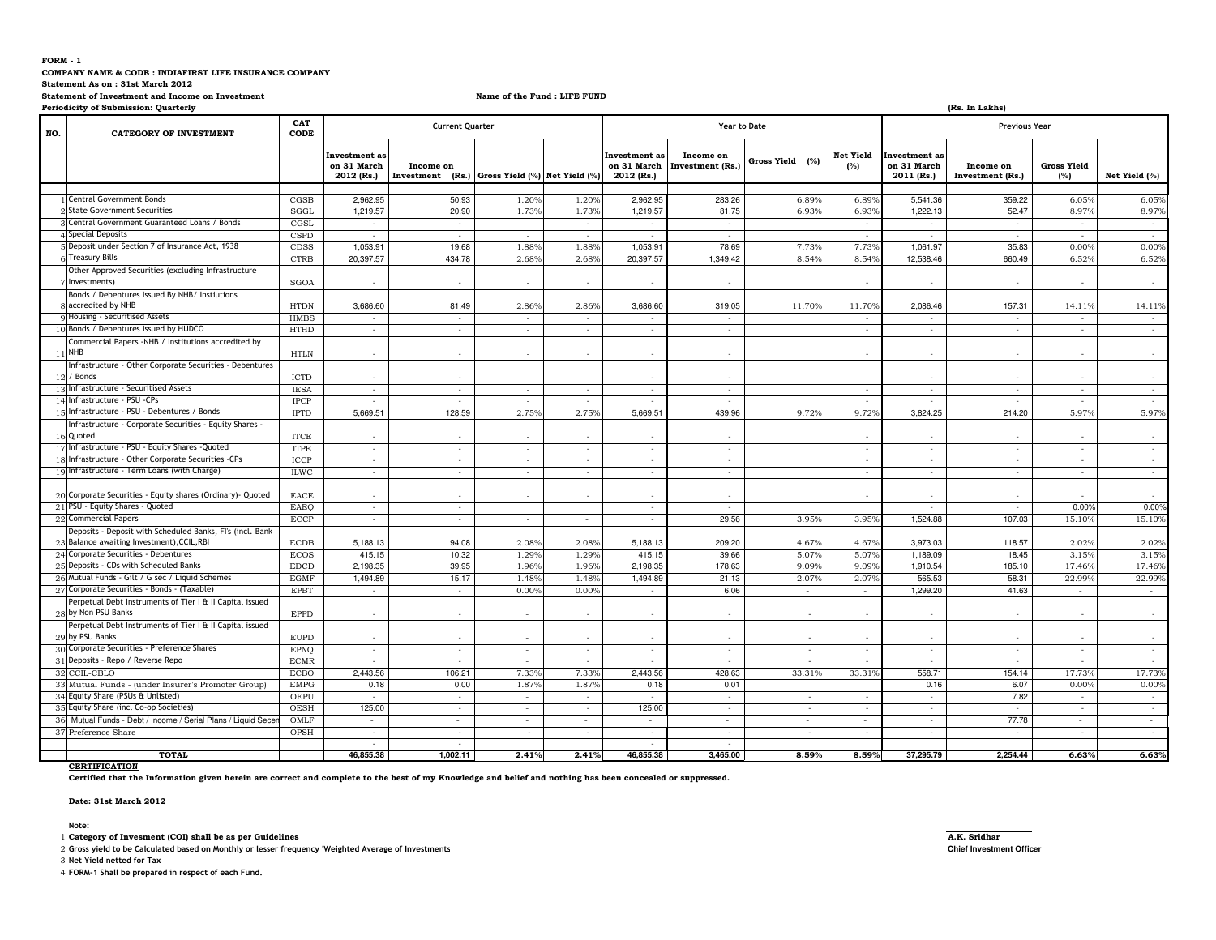**FORM - 1**

**COMPANY NAME & CODE : INDIAFIRST LIFE INSURANCE COMPANY**

**Statement As on : 31st March 2012**

**Statement of Investment and Income on Investment** **Name of the Fund : LIFE FUND**

**Periodicity of Submission: Quarterly** **(Rs. In Lakhs)**

| NO. | CATEGORY OF INVESTMENT | CAT CODE | Current Quarter | | | | Year to Date | | | | Previous Year | | | |
|---|---|---|---|---|---|---|---|---|---|---|---|---|---|---|
| | | | Investment as on 31 March 2012 (Rs.) | Income on Investment (Rs.) | Gross Yield (%) | Net Yield (%) | Investment as on 31 March 2012 (Rs.) | Income on Investment (Rs.) | Gross Yield (%) | Net Yield (%) | Investment as on 31 March 2011 (Rs.) | Income on Investment (Rs.) | Gross Yield (%) | Net Yield (%) |
| 1 | Central Government Bonds | CGSB | 2,962.95 | 50.93 | 1.20% | 1.20% | 2,962.95 | 283.26 | 6.89% | 6.89% | 5,541.36 | 359.22 | 6.05% | 6.05% |
| 2 | State Government Securities | SGGL | 1,219.57 | 20.90 | 1.73% | 1.73% | 1,219.57 | 81.75 | 6.93% | 6.93% | 1,222.13 | 52.47 | 8.97% | 8.97% |
| 3 | Central Government Guaranteed Loans / Bonds | CGSL | - | - | - | - | - | - | | - | - | - | - | - |
| 4 | Special Deposits | CSPD | - | - | - | - | - | - | | - | - | - | - | - |
| 5 | Deposit under Section 7 of Insurance Act, 1938 | CDSS | 1,053.91 | 19.68 | 1.88% | 1.88% | 1,053.91 | 78.69 | 7.73% | 7.73% | 1,061.97 | 35.83 | 0.00% | 0.00% |
| 6 | Treasury Bills | CTRB | 20,397.57 | 434.78 | 2.68% | 2.68% | 20,397.57 | 1,349.42 | 8.54% | 8.54% | 12,538.46 | 660.49 | 6.52% | 6.52% |
| 7 | Other Approved Securities (excluding Infrastructure Investments) | SGOA | - | - | - | - | - | - | | - | - | - | - | - |
| 8 | Bonds / Debentures Issued By NHB/ Instiutions accredited by NHB | HTDN | 3,686.60 | 81.49 | 2.86% | 2.86% | 3,686.60 | 319.05 | 11.70% | 11.70% | 2,086.46 | 157.31 | 14.11% | 14.11% |
| 9 | Housing - Securitised Assets | HMBS | - | - | - | - | - | - | | - | - | - | - | - |
| 10 | Bonds / Debentures issued by HUDCO | HTHD | - | - | - | - | - | - | | - | - | - | - | - |
| 11 | Commercial Papers -NHB / Institutions accredited by NHB | HTLN | - | - | - | - | - | - | | - | - | - | - | - |
| 12 | Infrastructure - Other Corporate Securities - Debentures / Bonds | ICTD | - | - | - | | - | - | | | - | - | - | - |
| 13 | Infrastructure - Securitised Assets | IESA | - | - | - | - | - | - | | - | - | - | - | - |
| 14 | Infrastructure - PSU -CPs | IPCP | - | - | - | - | - | - | | - | - | - | - | - |
| 15 | Infrastructure - PSU - Debentures / Bonds | IPTD | 5,669.51 | 128.59 | 2.75% | 2.75% | 5,669.51 | 439.96 | 9.72% | 9.72% | 3,824.25 | 214.20 | 5.97% | 5.97% |
| 16 | Infrastructure - Corporate Securities - Equity Shares - Quoted | ITCE | - | - | - | - | - | - | | - | - | - | - | - |
| 17 | Infrastructure - PSU - Equity Shares -Quoted | ITPE | - | - | - | - | - | - | | - | - | - | - | - |
| 18 | Infrastructure - Other Corporate Securities -CPs | ICCP | - | - | - | - | - | - | | - | - | - | - | - |
| 19 | Infrastructure - Term Loans (with Charge) | ILWC | - | - | - | - | - | - | | - | - | - | - | - |
| 20 | Corporate Securities - Equity shares (Ordinary)- Quoted | EACE | - | - | - | - | - | - | | - | - | - | - | - |
| 21 | PSU - Equity Shares - Quoted | EAEQ | - | - | | | - | - | | | - | - | 0.00% | 0.00% |
| 22 | Commercial Papers | ECCP | - | - | - | - | - | 29.56 | 3.95% | 3.95% | 1,524.88 | 107.03 | 15.10% | 15.10% |
| 23 | Deposits - Deposit with Scheduled Banks, FI's (incl. Bank Balance awaiting Investment),CCIL,RBI | ECDB | 5,188.13 | 94.08 | 2.08% | 2.08% | 5,188.13 | 209.20 | 4.67% | 4.67% | 3,973.03 | 118.57 | 2.02% | 2.02% |
| 24 | Corporate Securities - Debentures | ECOS | 415.15 | 10.32 | 1.29% | 1.29% | 415.15 | 39.66 | 5.07% | 5.07% | 1,189.09 | 18.45 | 3.15% | 3.15% |
| 25 | Deposits - CDs with Scheduled Banks | EDCD | 2,198.35 | 39.95 | 1.96% | 1.96% | 2,198.35 | 178.63 | 9.09% | 9.09% | 1,910.54 | 185.10 | 17.46% | 17.46% |
| 26 | Mutual Funds - Gilt / G sec / Liquid Schemes | EGMF | 1,494.89 | 15.17 | 1.48% | 1.48% | 1,494.89 | 21.13 | 2.07% | 2.07% | 565.53 | 58.31 | 22.99% | 22.99% |
| 27 | Corporate Securities - Bonds - (Taxable) | EPBT | - | - | 0.00% | 0.00% | - | 6.06 | - | - | 1,299.20 | 41.63 | - | - |
| 28 | Perpetual Debt Instruments of Tier I & II Capital issued by Non PSU Banks | EPPD | - | - | - | - | - | - | - | - | - | - | - | - |
| 29 | Perpetual Debt Instruments of Tier I & II Capital issued by PSU Banks | EUPD | - | - | - | - | - | - | - | - | - | - | - | - |
| 30 | Corporate Securities - Preference Shares | EPNQ | - | - | - | - | - | - | - | - | - | - | - | - |
| 31 | Deposits - Repo / Reverse Repo | ECMR | - | - | - | - | - | - | - | - | - | - | - | - |
| 32 | CCIL-CBLO | ECBO | 2,443.56 | 106.21 | 7.33% | 7.33% | 2,443.56 | 428.63 | 33.31% | 33.31% | 558.71 | 154.14 | 17.73% | 17.73% |
| 33 | Mutual Funds - (under Insurer's Promoter Group) | EMPG | 0.18 | 0.00 | 1.87% | 1.87% | 0.18 | 0.01 | | | 0.16 | 6.07 | 0.00% | 0.00% |
| 34 | Equity Share (PSUs & Unlisted) | OEPU | - | - | - | - | - | - | - | - | - | 7.82 | - | - |
| 35 | Equity Share (incl Co-op Societies) | OESH | 125.00 | - | - | - | 125.00 | - | - | - | - | - | - | - |
| 36 | Mutual Funds - Debt / Income / Serial Plans / Liquid Secemes | OMLF | - | - | - | - | - | - | - | - | - | 77.78 | - | - |
| 37 | Preference Share | OPSH | - | - | - | - | - | - | - | - | - | - | - | - |
| | | | - | - | | | - | - | | | | | | |
| | **TOTAL** | | **46,855.38** | **1,002.11** | **2.41%** | **2.41%** | **46,855.38** | **3,465.00** | **8.59%** | **8.59%** | **37,295.79** | **2,254.44** | **6.63%** | **6.63%** |

**CERTIFICATION**

**Certified that the Information given herein are correct and complete to the best of my Knowledge and belief and nothing has been concealed or suppressed.**

**Date: 31st March 2012**

**A.K. Sridhar**
**Chief Investment Officer**

**Note:**

1. **Category of Invesment (COI) shall be as per Guidelines**
2. **Gross yield to be Calculated based on Monthly or lesser frequency 'Weighted Average of Investments**
3. **Net Yield netted for Tax**
4. **FORM-1 Shall be prepared in respect of each Fund.**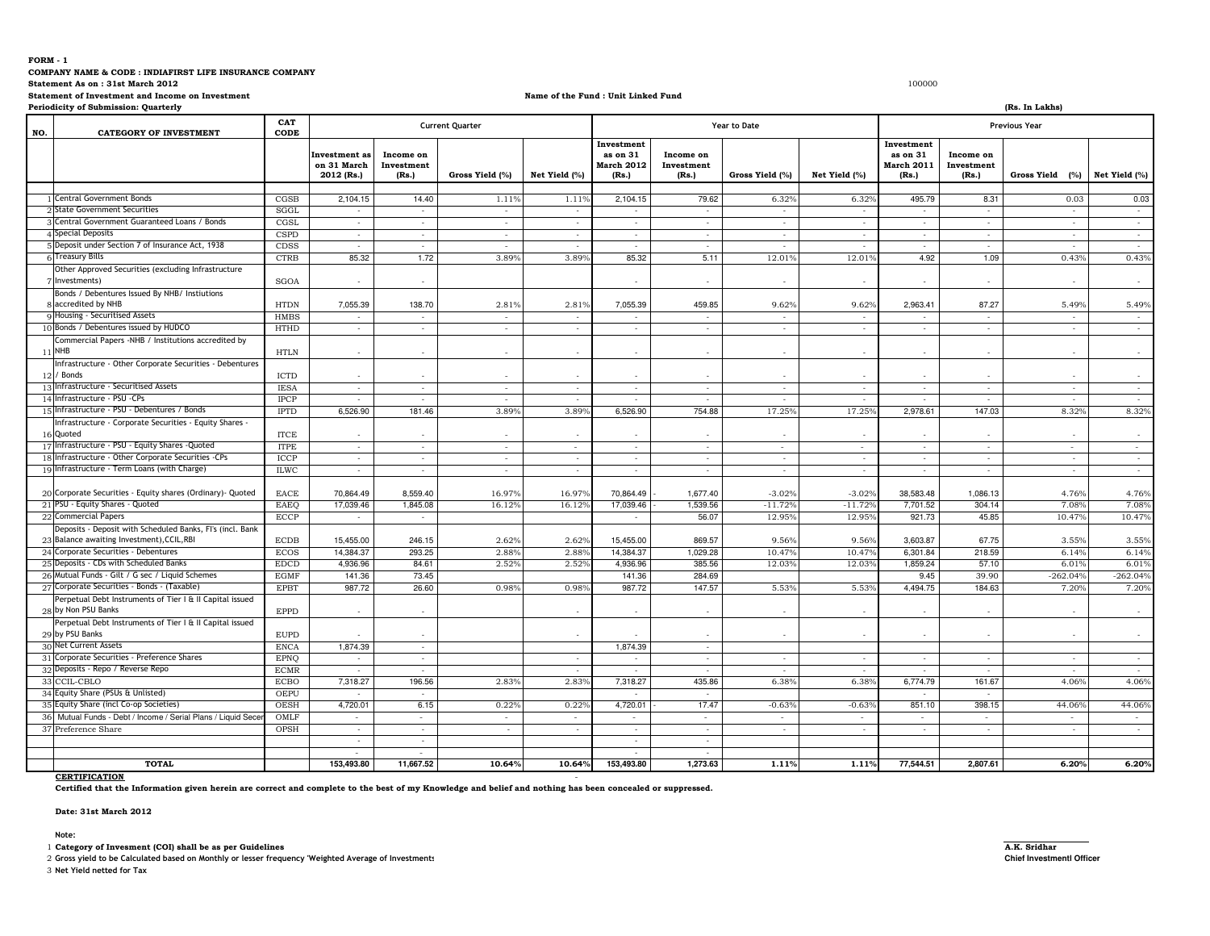**FORM - 1**

**COMPANY NAME & CODE : INDIAFIRST LIFE INSURANCE COMPANY**

**Statement As on : 31st March 2012**

100000

**Statement of Investment and Income on Investment**

**Name of the Fund : Unit Linked Fund**

**Periodicity of Submission: Quarterly**

**(Rs. In Lakhs)**

| NO. | CATEGORY OF INVESTMENT | CAT CODE | Current Quarter | | | | Year to Date | | | | Previous Year | | | |
|---|---|---|---|---|---|---|---|---|---|---|---|---|---|---|
| | | | Investment as on 31 March 2012 (Rs.) | Income on Investment (Rs.) | Gross Yield (%) | Net Yield (%) | Investment as on 31 March 2012 (Rs.) | Income on Investment (Rs.) | Gross Yield (%) | Net Yield (%) | Investment as on 31 March 2011 (Rs.) | Income on Investment (Rs.) | Gross Yield (%) | Net Yield (%) |
| 1 | Central Government Bonds | CGSB | 2,104.15 | 14.40 | 1.11% | 1.11% | 2,104.15 | 79.62 | 6.32% | 6.32% | 495.79 | 8.31 | 0.03 | 0.03 |
| 2 | State Government Securities | SGGL | - | - | - | - | - | - | - | - | - | - | - | - |
| 3 | Central Government Guaranteed Loans / Bonds | CGSL | - | - | - | - | - | - | - | - | - | - | - | - |
| 4 | Special Deposits | CSPD | - | - | - | - | - | - | - | - | - | - | - | - |
| 5 | Deposit under Section 7 of Insurance Act, 1938 | CDSS | - | - | - | - | - | - | - | - | - | - | - | - |
| 6 | Treasury Bills | CTRB | 85.32 | 1.72 | 3.89% | 3.89% | 85.32 | 5.11 | 12.01% | 12.01% | 4.92 | 1.09 | 0.43% | 0.43% |
| 7 | Other Approved Securities (excluding Infrastructure Investments) | SGOA | - | - | | | - | - | - | - | - | - | - | - |
| 8 | Bonds / Debentures Issued By NHB/ Instiutions accredited by NHB | HTDN | 7,055.39 | 138.70 | 2.81% | 2.81% | 7,055.39 | 459.85 | 9.62% | 9.62% | 2,963.41 | 87.27 | 5.49% | 5.49% |
| 9 | Housing - Securitised Assets | HMBS | - | - | - | - | - | - | - | - | - | - | - | - |
| 10 | Bonds / Debentures issued by HUDCO | HTHD | - | - | - | - | - | - | - | - | - | - | - | - |
| 11 | Commercial Papers -NHB / Institutions accredited by NHB | HTLN | - | - | - | - | - | - | - | - | - | - | - | - |
| 12 | Infrastructure - Other Corporate Securities - Debentures / Bonds | ICTD | - | - | - | - | - | - | - | - | - | - | - | - |
| 13 | Infrastructure - Securitised Assets | IESA | - | - | - | - | - | - | - | - | - | - | - | - |
| 14 | Infrastructure - PSU -CPs | IPCP | - | - | - | - | - | - | - | - | - | - | - | - |
| 15 | Infrastructure - PSU - Debentures / Bonds | IPTD | 6,526.90 | 181.46 | 3.89% | 3.89% | 6,526.90 | 754.88 | 17.25% | 17.25% | 2,978.61 | 147.03 | 8.32% | 8.32% |
| 16 | Infrastructure - Corporate Securities - Equity Shares - Quoted | ITCE | - | - | - | - | - | - | - | - | - | - | - | - |
| 17 | Infrastructure - PSU - Equity Shares -Quoted | ITPE | - | - | - | - | - | - | - | - | - | - | - | - |
| 18 | Infrastructure - Other Corporate Securities -CPs | ICCP | - | - | - | - | - | - | - | - | - | - | - | - |
| 19 | Infrastructure - Term Loans (with Charge) | ILWC | - | - | - | - | - | - | - | - | - | - | - | - |
| 20 | Corporate Securities - Equity shares (Ordinary)- Quoted | EACE | 70,864.49 | 8,559.40 | 16.97% | 16.97% | 70,864.49 | - 1,677.40 | -3.02% | -3.02% | 38,583.48 | 1,086.13 | 4.76% | 4.76% |
| 21 | PSU - Equity Shares - Quoted | EAEQ | 17,039.46 | 1,845.08 | 16.12% | 16.12% | 17,039.46 | - 1,539.56 | -11.72% | -11.72% | 7,701.52 | 304.14 | 7.08% | 7.08% |
| 22 | Commercial Papers | ECCP | - | - | | | - | 56.07 | 12.95% | 12.95% | 921.73 | 45.85 | 10.47% | 10.47% |
| 23 | Deposits - Deposit with Scheduled Banks, FI's (incl. Bank Balance awaiting Investment),CCIL,RBI | ECDB | 15,455.00 | 246.15 | 2.62% | 2.62% | 15,455.00 | 869.57 | 9.56% | 9.56% | 3,603.87 | 67.75 | 3.55% | 3.55% |
| 24 | Corporate Securities - Debentures | ECOS | 14,384.37 | 293.25 | 2.88% | 2.88% | 14,384.37 | 1,029.28 | 10.47% | 10.47% | 6,301.84 | 218.59 | 6.14% | 6.14% |
| 25 | Deposits - CDs with Scheduled Banks | EDCD | 4,936.96 | 84.61 | 2.52% | 2.52% | 4,936.96 | 385.56 | 12.03% | 12.03% | 1,859.24 | 57.10 | 6.01% | 6.01% |
| 26 | Mutual Funds - Gilt / G sec / Liquid Schemes | EGMF | 141.36 | 73.45 | | | 141.36 | 284.69 | | | 9.45 | 39.90 | -262.04% | -262.04% |
| 27 | Corporate Securities - Bonds - (Taxable) | EPBT | 987.72 | 26.60 | 0.98% | 0.98% | 987.72 | 147.57 | 5.53% | 5.53% | 4,494.75 | 184.63 | 7.20% | 7.20% |
| 28 | Perpetual Debt Instruments of Tier I & II Capital issued by Non PSU Banks | EPPD | - | - | | - | - | - | - | - | - | - | - | - |
| 29 | Perpetual Debt Instruments of Tier I & II Capital issued by PSU Banks | EUPD | - | - | | - | - | - | - | - | - | - | - | - |
| 30 | Net Current Assets | ENCA | 1,874.39 | - | | | 1,874.39 | - | | | | | | |
| 31 | Corporate Securities - Preference Shares | EPNQ | - | - | | - | - | - | - | - | - | - | - | - |
| 32 | Deposits - Repo / Reverse Repo | ECMR | - | - | | - | - | - | - | - | - | - | - | - |
| 33 | CCIL-CBLO | ECBO | 7,318.27 | 196.56 | 2.83% | 2.83% | 7,318.27 | 435.86 | 6.38% | 6.38% | 6,774.79 | 161.67 | 4.06% | 4.06% |
| 34 | Equity Share (PSUs & Unlisted) | OEPU | - | - | | | - | - | | | - | - | | |
| 35 | Equity Share (incl Co-op Societies) | OESH | 4,720.01 | 6.15 | 0.22% | 0.22% | 4,720.01 | - 17.47 | -0.63% | -0.63% | 851.10 | 398.15 | 44.06% | 44.06% |
| 36 | Mutual Funds - Debt / Income / Serial Plans / Liquid Secer | OMLF | - | - | - | - | - | - | - | - | - | - | - | - |
| 37 | Preference Share | OPSH | - | - | - | - | - | - | - | - | - | - | - | - |
| | | | - | - | | | - | - | | | | | | |
| | | | - | - | | | - | - | | | | | | |
| | **TOTAL** | | **153,493.80** | **11,667.52** | **10.64%** | **10.64%** | **153,493.80** | **1,273.63** | **1.11%** | **1.11%** | **77,544.51** | **2,807.61** | **6.20%** | **6.20%** |

**CERTIFICATION**

**Certified that the Information given herein are correct and complete to the best of my Knowledge and belief and nothing has been concealed or suppressed.**

**Date: 31st March 2012**

**Note:**

1. **Category of Invesment (COI) shall be as per Guidelines**
2. **Gross yield to be Calculated based on Monthly or lesser frequency 'Weighted Average of Investments**
3. **Net Yield netted for Tax**

**A.K. Sridhar**
**Chief Investmentl Officer**